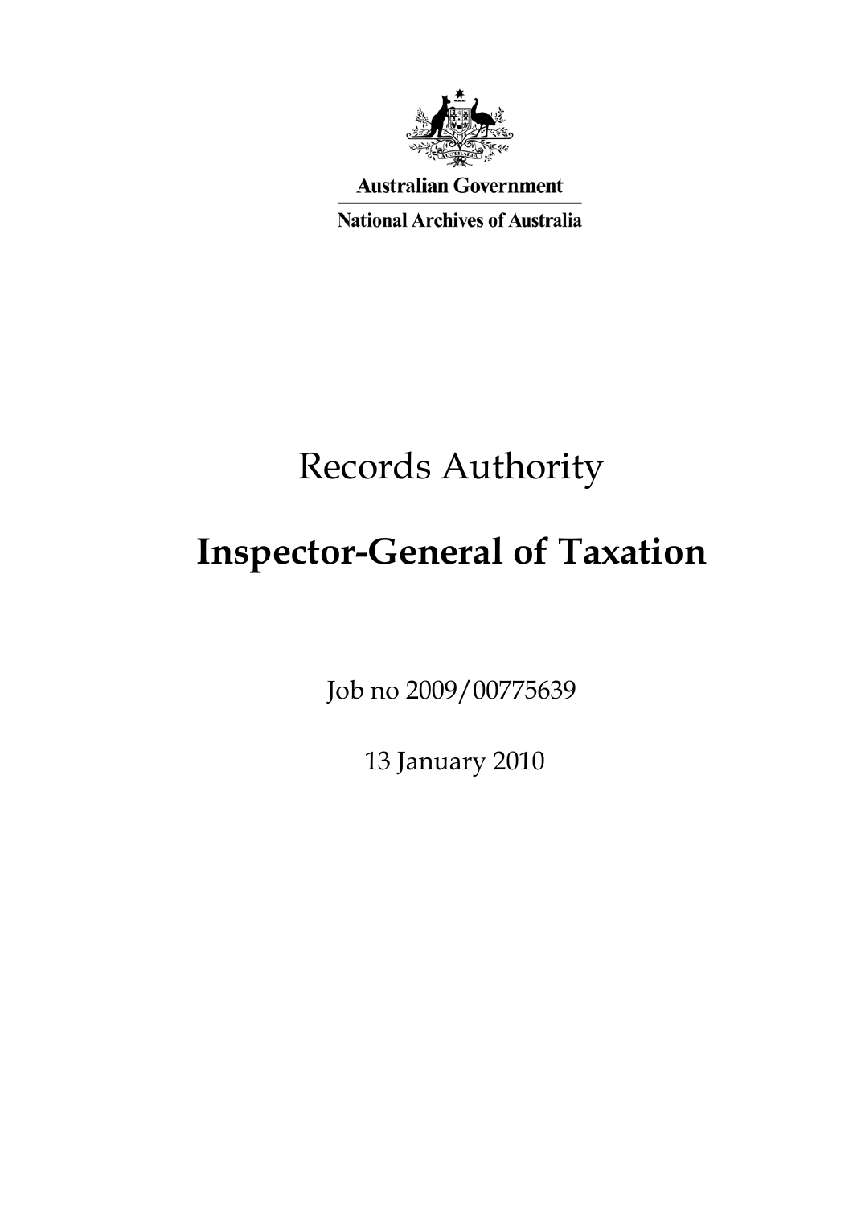Australian Government

National Archives of Australia

# Records Authority

# **Inspector-General of Taxation**

Job no 2009/00775639

13 January 2010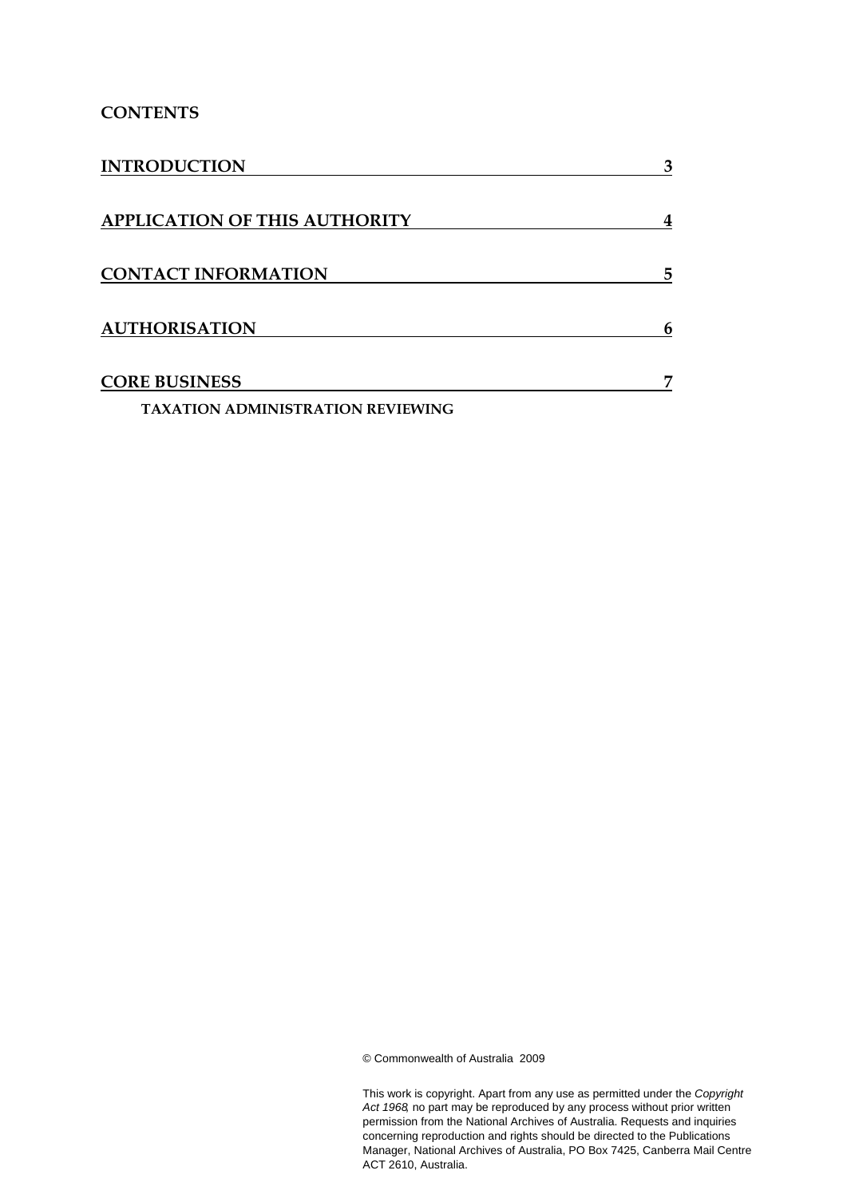# CONTENTS

| | |
|---|---|
| INTRODUCTION | 3 |
| APPLICATION OF THIS AUTHORITY | 4 |
| CONTACT INFORMATION | 5 |
| AUTHORISATION | 6 |
| CORE BUSINESS | 7 |
| TAXATION ADMINISTRATION REVIEWING | |

© Commonwealth of Australia 2009

This work is copyright. Apart from any use as permitted under the *Copyright Act 1968*, no part may be reproduced by any process without prior written permission from the National Archives of Australia. Requests and inquiries concerning reproduction and rights should be directed to the Publications Manager, National Archives of Australia, PO Box 7425, Canberra Mail Centre ACT 2610, Australia.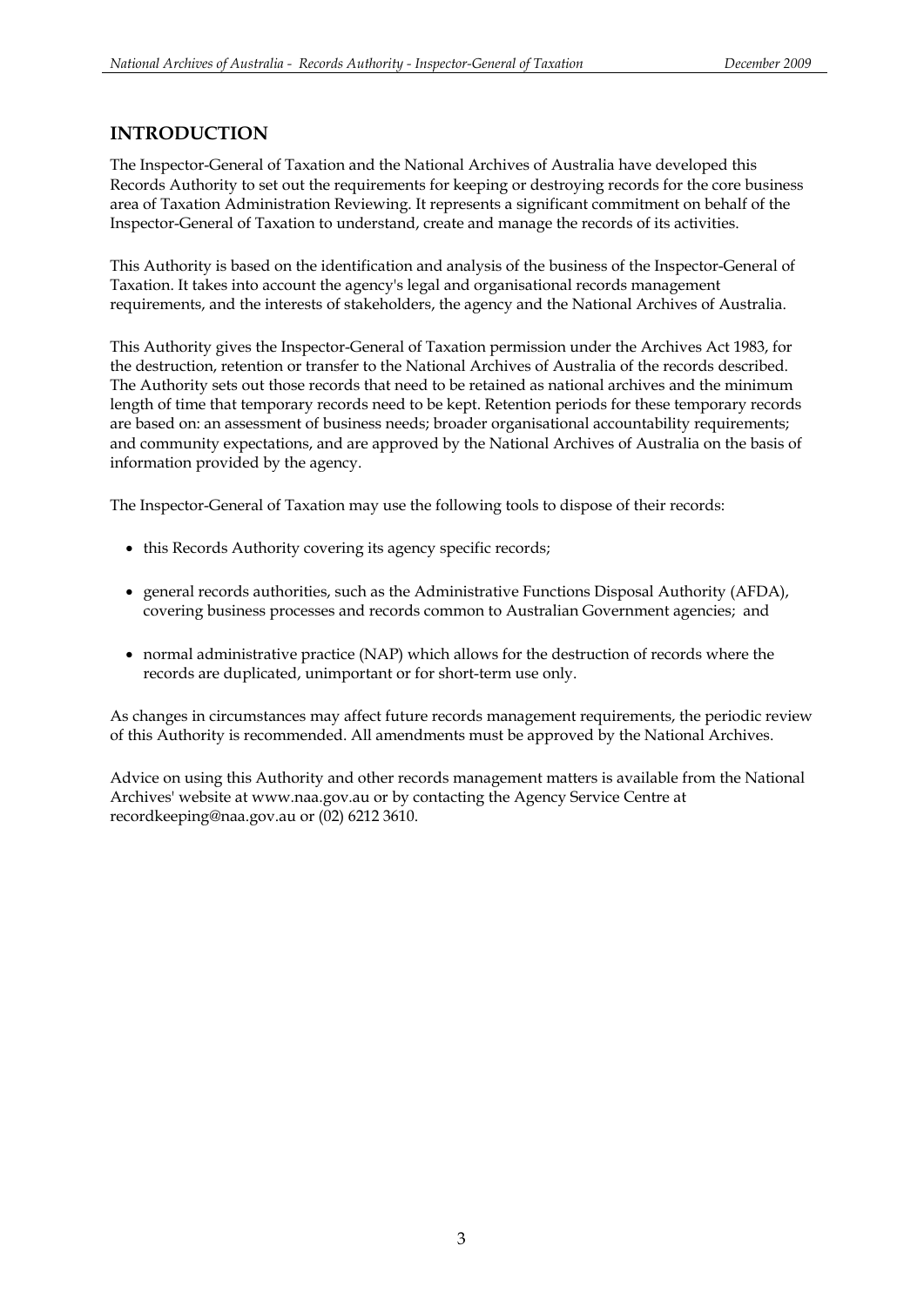## INTRODUCTION

The Inspector-General of Taxation and the National Archives of Australia have developed this Records Authority to set out the requirements for keeping or destroying records for the core business area of Taxation Administration Reviewing. It represents a significant commitment on behalf of the Inspector-General of Taxation to understand, create and manage the records of its activities.

This Authority is based on the identification and analysis of the business of the Inspector-General of Taxation. It takes into account the agency's legal and organisational records management requirements, and the interests of stakeholders, the agency and the National Archives of Australia.

This Authority gives the Inspector-General of Taxation permission under the Archives Act 1983, for the destruction, retention or transfer to the National Archives of Australia of the records described. The Authority sets out those records that need to be retained as national archives and the minimum length of time that temporary records need to be kept. Retention periods for these temporary records are based on: an assessment of business needs; broader organisational accountability requirements; and community expectations, and are approved by the National Archives of Australia on the basis of information provided by the agency.

The Inspector-General of Taxation may use the following tools to dispose of their records:

- this Records Authority covering its agency specific records;
- general records authorities, such as the Administrative Functions Disposal Authority (AFDA), covering business processes and records common to Australian Government agencies; and
- normal administrative practice (NAP) which allows for the destruction of records where the records are duplicated, unimportant or for short-term use only.

As changes in circumstances may affect future records management requirements, the periodic review of this Authority is recommended. All amendments must be approved by the National Archives.

Advice on using this Authority and other records management matters is available from the National Archives' website at www.naa.gov.au or by contacting the Agency Service Centre at recordkeeping@naa.gov.au or (02) 6212 3610.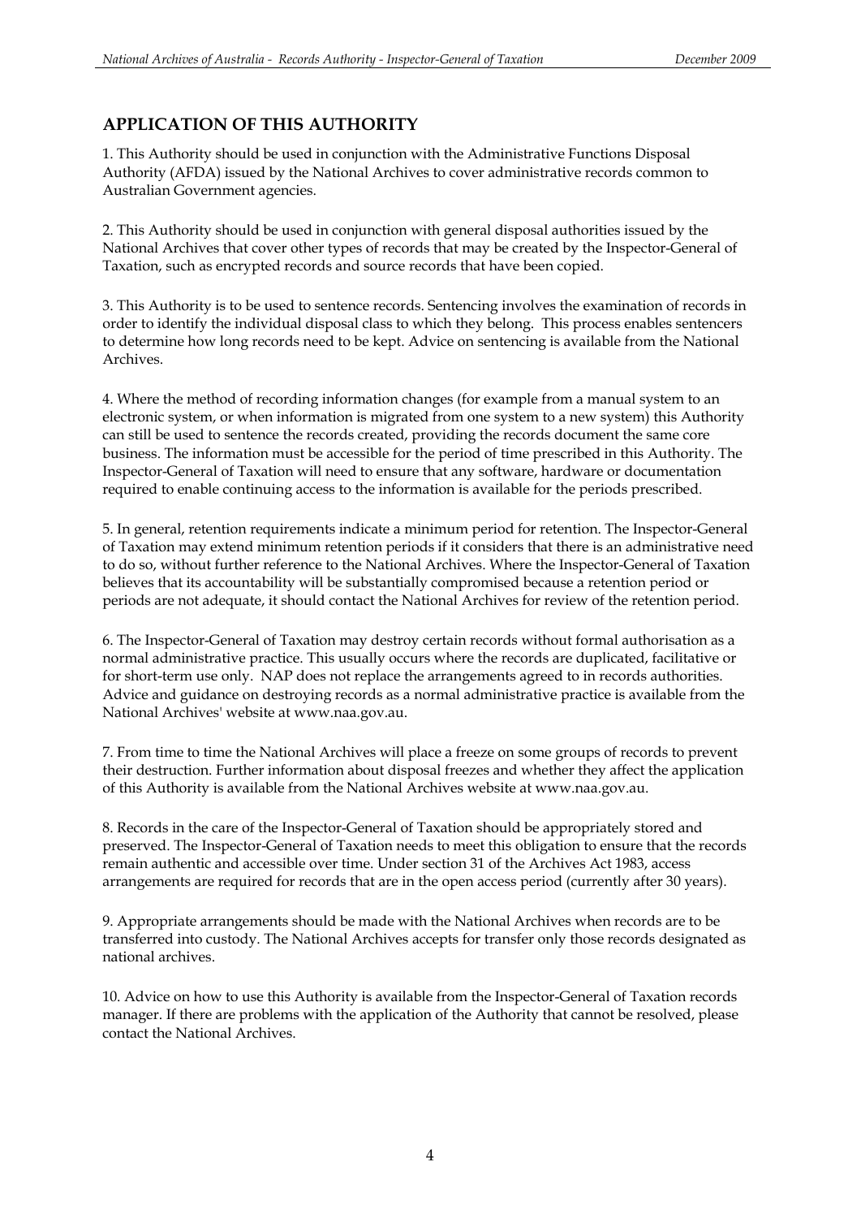## APPLICATION OF THIS AUTHORITY

1. This Authority should be used in conjunction with the Administrative Functions Disposal Authority (AFDA) issued by the National Archives to cover administrative records common to Australian Government agencies.

2. This Authority should be used in conjunction with general disposal authorities issued by the National Archives that cover other types of records that may be created by the Inspector-General of Taxation, such as encrypted records and source records that have been copied.

3. This Authority is to be used to sentence records. Sentencing involves the examination of records in order to identify the individual disposal class to which they belong. This process enables sentencers to determine how long records need to be kept. Advice on sentencing is available from the National Archives.

4. Where the method of recording information changes (for example from a manual system to an electronic system, or when information is migrated from one system to a new system) this Authority can still be used to sentence the records created, providing the records document the same core business. The information must be accessible for the period of time prescribed in this Authority. The Inspector-General of Taxation will need to ensure that any software, hardware or documentation required to enable continuing access to the information is available for the periods prescribed.

5. In general, retention requirements indicate a minimum period for retention. The Inspector-General of Taxation may extend minimum retention periods if it considers that there is an administrative need to do so, without further reference to the National Archives. Where the Inspector-General of Taxation believes that its accountability will be substantially compromised because a retention period or periods are not adequate, it should contact the National Archives for review of the retention period.

6. The Inspector-General of Taxation may destroy certain records without formal authorisation as a normal administrative practice. This usually occurs where the records are duplicated, facilitative or for short-term use only. NAP does not replace the arrangements agreed to in records authorities. Advice and guidance on destroying records as a normal administrative practice is available from the National Archives' website at www.naa.gov.au.

7. From time to time the National Archives will place a freeze on some groups of records to prevent their destruction. Further information about disposal freezes and whether they affect the application of this Authority is available from the National Archives website at www.naa.gov.au.

8. Records in the care of the Inspector-General of Taxation should be appropriately stored and preserved. The Inspector-General of Taxation needs to meet this obligation to ensure that the records remain authentic and accessible over time. Under section 31 of the Archives Act 1983, access arrangements are required for records that are in the open access period (currently after 30 years).

9. Appropriate arrangements should be made with the National Archives when records are to be transferred into custody. The National Archives accepts for transfer only those records designated as national archives.

10. Advice on how to use this Authority is available from the Inspector-General of Taxation records manager. If there are problems with the application of the Authority that cannot be resolved, please contact the National Archives.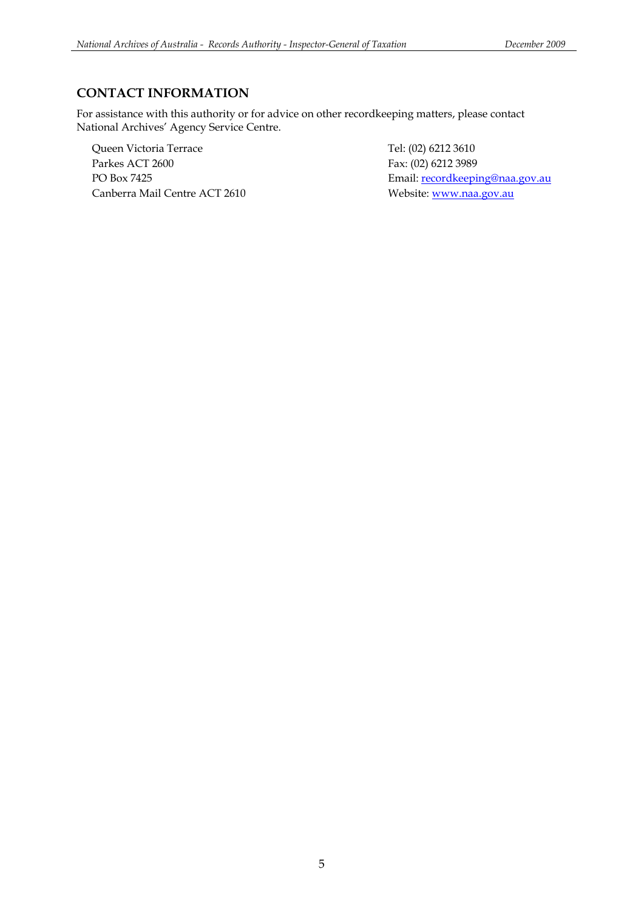## CONTACT INFORMATION

For assistance with this authority or for advice on other recordkeeping matters, please contact National Archives' Agency Service Centre.

Queen Victoria Terrace
Parkes ACT 2600
PO Box 7425
Canberra Mail Centre ACT 2610

Tel: (02) 6212 3610
Fax: (02) 6212 3989
Email: recordkeeping@naa.gov.au
Website: www.naa.gov.au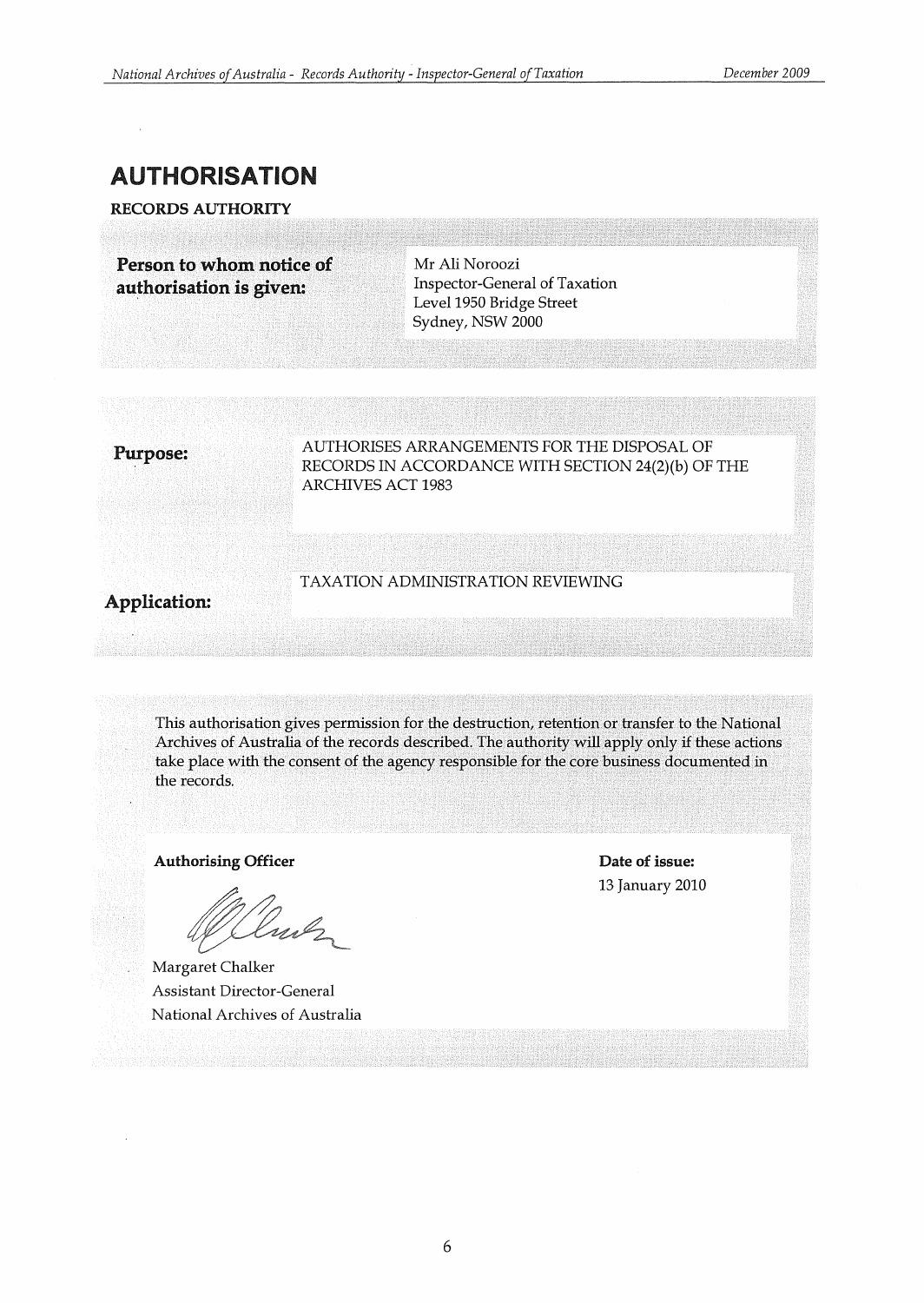# AUTHORISATION

**RECORDS AUTHORITY**

| | |
|---|---|
| **Person to whom notice of authorisation is given:** | Mr Ali Noroozi<br>Inspector-General of Taxation<br>Level 1950 Bridge Street<br>Sydney, NSW 2000 |

| | |
|---|---|
| **Purpose:** | AUTHORISES ARRANGEMENTS FOR THE DISPOSAL OF RECORDS IN ACCORDANCE WITH SECTION 24(2)(b) OF THE ARCHIVES ACT 1983 |
| **Application:** | TAXATION ADMINISTRATION REVIEWING |

This authorisation gives permission for the destruction, retention or transfer to the National Archives of Australia of the records described. The authority will apply only if these actions take place with the consent of the agency responsible for the core business documented in the records.

**Authorising Officer**

Margaret Chalker
Assistant Director-General
National Archives of Australia

**Date of issue:**
13 January 2010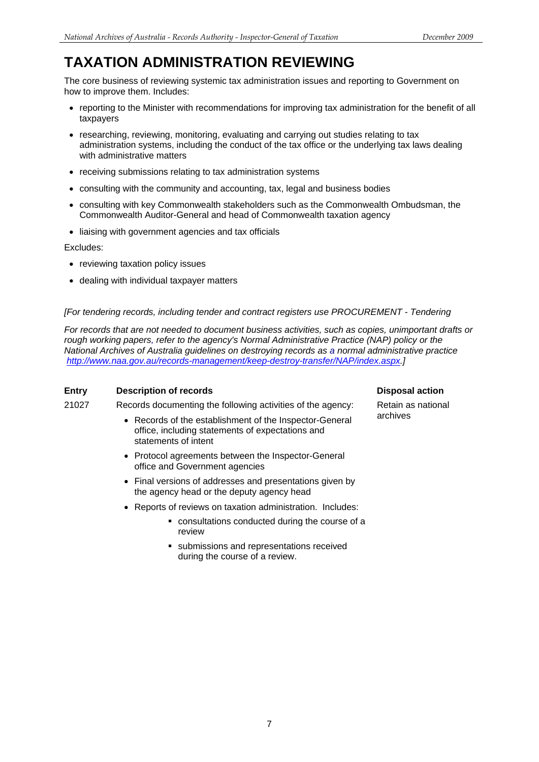# TAXATION ADMINISTRATION REVIEWING

The core business of reviewing systemic tax administration issues and reporting to Government on how to improve them. Includes:

- reporting to the Minister with recommendations for improving tax administration for the benefit of all taxpayers
- researching, reviewing, monitoring, evaluating and carrying out studies relating to tax administration systems, including the conduct of the tax office or the underlying tax laws dealing with administrative matters
- receiving submissions relating to tax administration systems
- consulting with the community and accounting, tax, legal and business bodies
- consulting with key Commonwealth stakeholders such as the Commonwealth Ombudsman, the Commonwealth Auditor-General and head of Commonwealth taxation agency
- liaising with government agencies and tax officials

Excludes:

- reviewing taxation policy issues
- dealing with individual taxpayer matters

*[For tendering records, including tender and contract registers use PROCUREMENT - Tendering*

*For records that are not needed to document business activities, such as copies, unimportant drafts or rough working papers, refer to the agency's Normal Administrative Practice (NAP) policy or the National Archives of Australia guidelines on destroying records as a normal administrative practice [http://www.naa.gov.au/records-management/keep-destroy-transfer/NAP/index.aspx](http://www.naa.gov.au/records-management/keep-destroy-transfer/NAP/index.aspx).]*

| Entry | Description of records | Disposal action |
|---|---|---|
| 21027 | Records documenting the following activities of the agency:<br>• Records of the establishment of the Inspector-General office, including statements of expectations and statements of intent<br>• Protocol agreements between the Inspector-General office and Government agencies<br>• Final versions of addresses and presentations given by the agency head or the deputy agency head<br>• Reports of reviews on taxation administration. Includes:<br>&nbsp;&nbsp;▪ consultations conducted during the course of a review<br>&nbsp;&nbsp;▪ submissions and representations received during the course of a review. | Retain as national archives |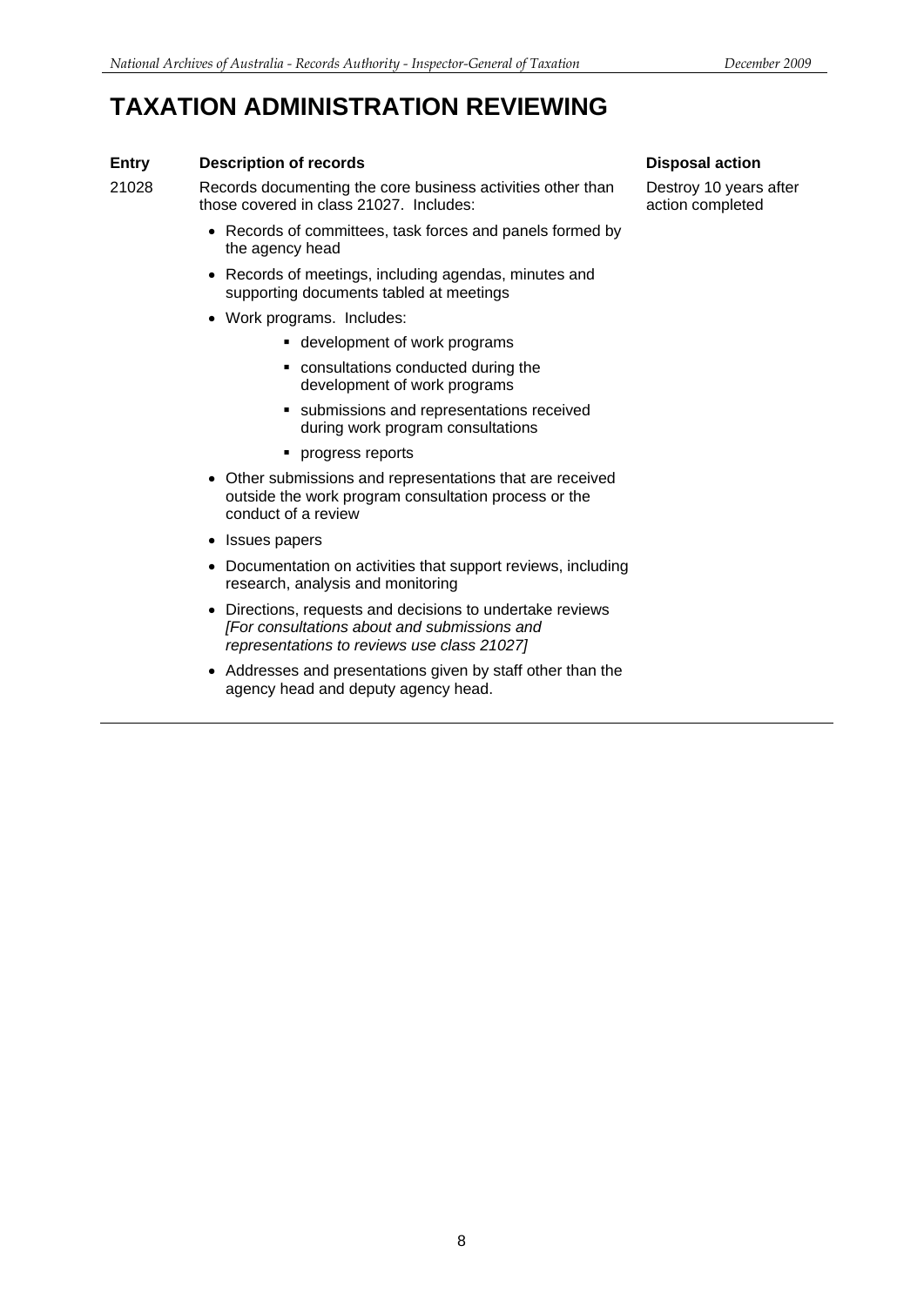# TAXATION ADMINISTRATION REVIEWING

| Entry | Description of records | Disposal action |
|---|---|---|
| 21028 | Records documenting the core business activities other than those covered in class 21027. Includes:<br>• Records of committees, task forces and panels formed by the agency head<br>• Records of meetings, including agendas, minutes and supporting documents tabled at meetings<br>• Work programs. Includes:<br>&nbsp;&nbsp;&nbsp;▪ development of work programs<br>&nbsp;&nbsp;&nbsp;▪ consultations conducted during the development of work programs<br>&nbsp;&nbsp;&nbsp;▪ submissions and representations received during work program consultations<br>&nbsp;&nbsp;&nbsp;▪ progress reports<br>• Other submissions and representations that are received outside the work program consultation process or the conduct of a review<br>• Issues papers<br>• Documentation on activities that support reviews, including research, analysis and monitoring<br>• Directions, requests and decisions to undertake reviews *[For consultations about and submissions and representations to reviews use class 21027]*<br>• Addresses and presentations given by staff other than the agency head and deputy agency head. | Destroy 10 years after action completed |